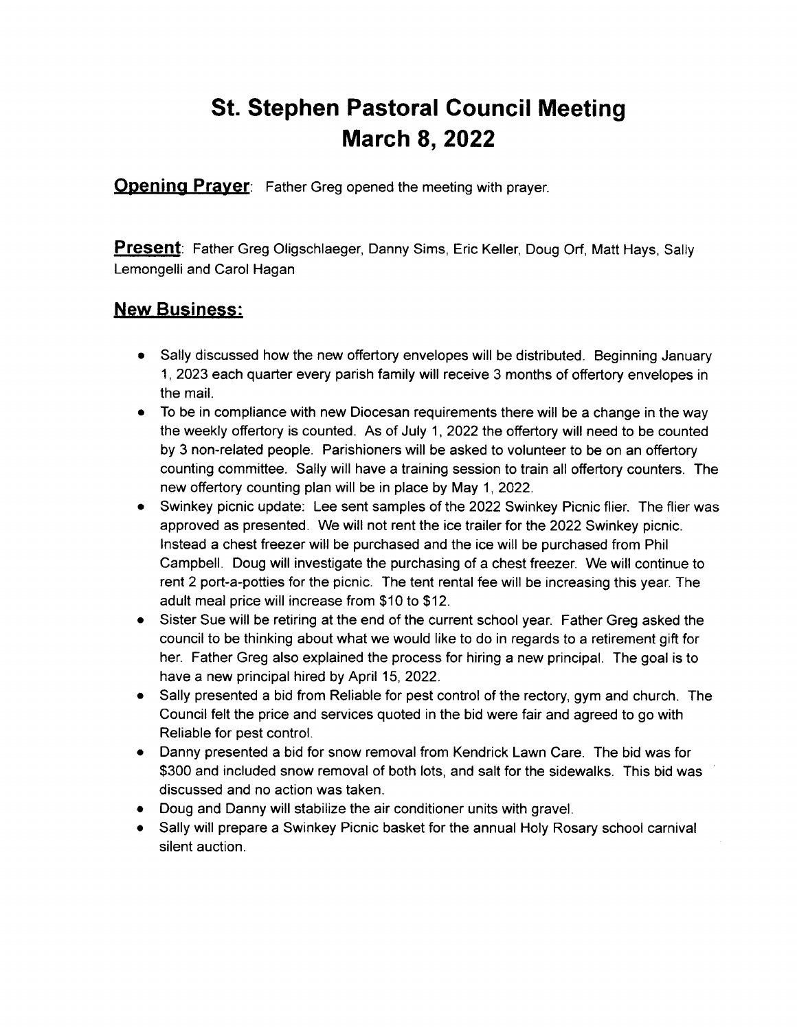# St. Stephen Pastoral Council Meeting
# March 8, 2022

**Opening Prayer**: Father Greg opened the meeting with prayer.

**Present**: Father Greg Oligschlaeger, Danny Sims, Eric Keller, Doug Orf, Matt Hays, Sally Lemongelli and Carol Hagan

## New Business:

- Sally discussed how the new offertory envelopes will be distributed. Beginning January 1, 2023 each quarter every parish family will receive 3 months of offertory envelopes in the mail.
- To be in compliance with new Diocesan requirements there will be a change in the way the weekly offertory is counted. As of July 1, 2022 the offertory will need to be counted by 3 non-related people. Parishioners will be asked to volunteer to be on an offertory counting committee. Sally will have a training session to train all offertory counters. The new offertory counting plan will be in place by May 1, 2022.
- Swinkey picnic update: Lee sent samples of the 2022 Swinkey Picnic flier. The flier was approved as presented. We will not rent the ice trailer for the 2022 Swinkey picnic. Instead a chest freezer will be purchased and the ice will be purchased from Phil Campbell. Doug will investigate the purchasing of a chest freezer. We will continue to rent 2 port-a-potties for the picnic. The tent rental fee will be increasing this year. The adult meal price will increase from $10 to $12.
- Sister Sue will be retiring at the end of the current school year. Father Greg asked the council to be thinking about what we would like to do in regards to a retirement gift for her. Father Greg also explained the process for hiring a new principal. The goal is to have a new principal hired by April 15, 2022.
- Sally presented a bid from Reliable for pest control of the rectory, gym and church. The Council felt the price and services quoted in the bid were fair and agreed to go with Reliable for pest control.
- Danny presented a bid for snow removal from Kendrick Lawn Care. The bid was for $300 and included snow removal of both lots, and salt for the sidewalks. This bid was discussed and no action was taken.
- Doug and Danny will stabilize the air conditioner units with gravel.
- Sally will prepare a Swinkey Picnic basket for the annual Holy Rosary school carnival silent auction.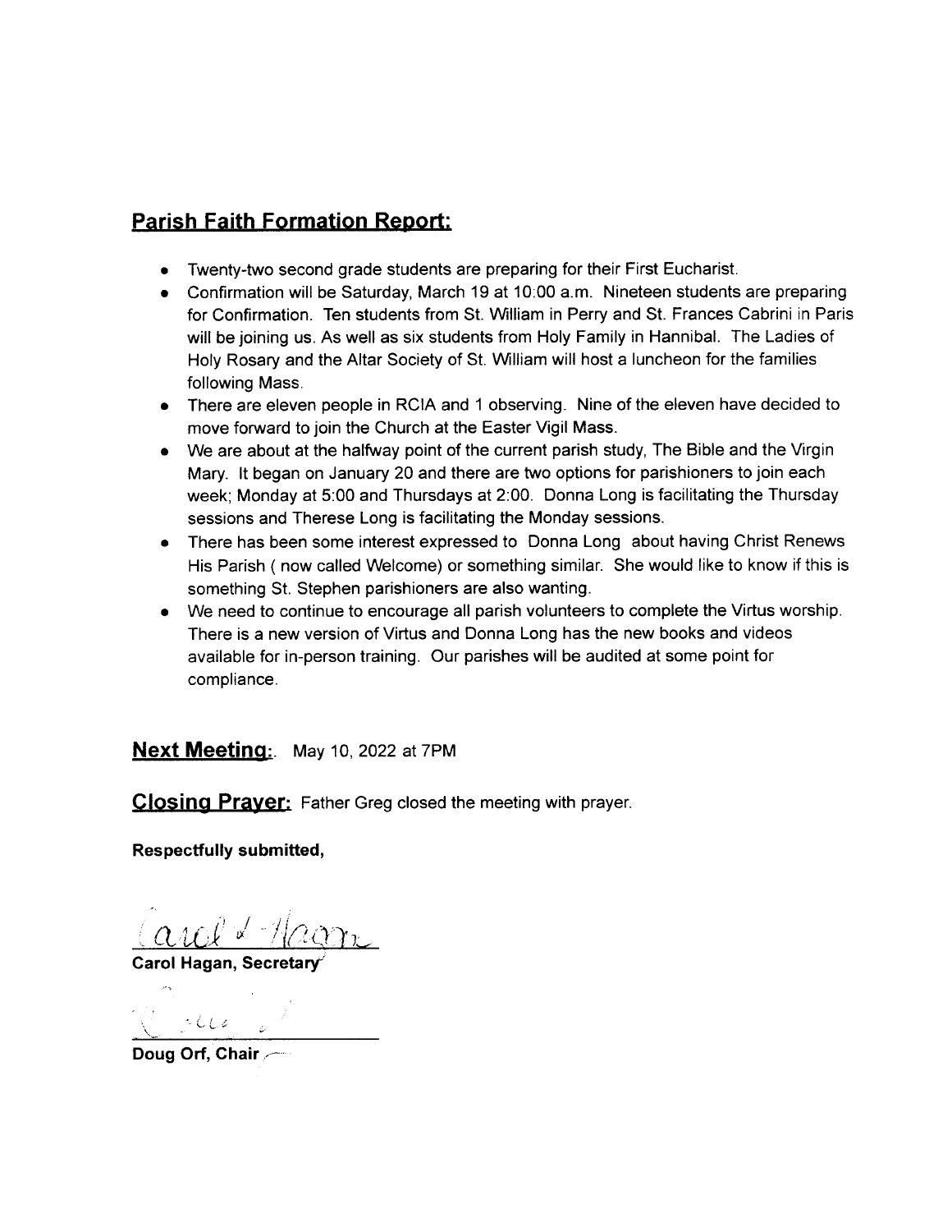## Parish Faith Formation Report:

- Twenty-two second grade students are preparing for their First Eucharist.
- Confirmation will be Saturday, March 19 at 10:00 a.m. Nineteen students are preparing for Confirmation. Ten students from St. William in Perry and St. Frances Cabrini in Paris will be joining us. As well as six students from Holy Family in Hannibal. The Ladies of Holy Rosary and the Altar Society of St. William will host a luncheon for the families following Mass.
- There are eleven people in RCIA and 1 observing. Nine of the eleven have decided to move forward to join the Church at the Easter Vigil Mass.
- We are about at the halfway point of the current parish study, The Bible and the Virgin Mary. It began on January 20 and there are two options for parishioners to join each week; Monday at 5:00 and Thursdays at 2:00. Donna Long is facilitating the Thursday sessions and Therese Long is facilitating the Monday sessions.
- There has been some interest expressed to Donna Long about having Christ Renews His Parish ( now called Welcome) or something similar. She would like to know if this is something St. Stephen parishioners are also wanting.
- We need to continue to encourage all parish volunteers to complete the Virtus worship. There is a new version of Virtus and Donna Long has the new books and videos available for in-person training. Our parishes will be audited at some point for compliance.

**Next Meeting:**. May 10, 2022 at 7PM

**Closing Prayer:** Father Greg closed the meeting with prayer.

**Respectfully submitted,**

Carol Hagan

**Carol Hagan, Secretary**

**Doug Orf, Chair**